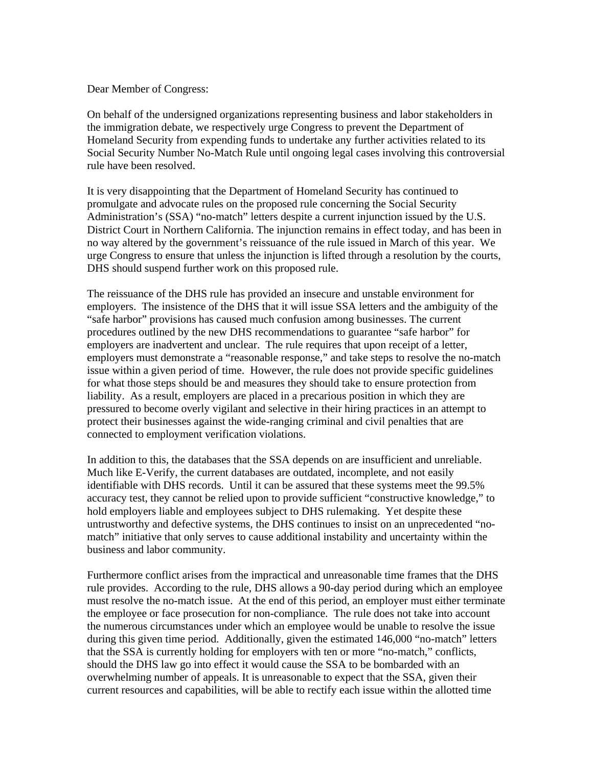Dear Member of Congress:

On behalf of the undersigned organizations representing business and labor stakeholders in the immigration debate, we respectively urge Congress to prevent the Department of Homeland Security from expending funds to undertake any further activities related to its Social Security Number No-Match Rule until ongoing legal cases involving this controversial rule have been resolved.

It is very disappointing that the Department of Homeland Security has continued to promulgate and advocate rules on the proposed rule concerning the Social Security Administration's (SSA) "no-match" letters despite a current injunction issued by the U.S. District Court in Northern California. The injunction remains in effect today, and has been in no way altered by the government's reissuance of the rule issued in March of this year. We urge Congress to ensure that unless the injunction is lifted through a resolution by the courts, DHS should suspend further work on this proposed rule.

The reissuance of the DHS rule has provided an insecure and unstable environment for employers. The insistence of the DHS that it will issue SSA letters and the ambiguity of the "safe harbor" provisions has caused much confusion among businesses. The current procedures outlined by the new DHS recommendations to guarantee "safe harbor" for employers are inadvertent and unclear. The rule requires that upon receipt of a letter, employers must demonstrate a "reasonable response," and take steps to resolve the no-match issue within a given period of time. However, the rule does not provide specific guidelines for what those steps should be and measures they should take to ensure protection from liability. As a result, employers are placed in a precarious position in which they are pressured to become overly vigilant and selective in their hiring practices in an attempt to protect their businesses against the wide-ranging criminal and civil penalties that are connected to employment verification violations.

In addition to this, the databases that the SSA depends on are insufficient and unreliable. Much like E-Verify, the current databases are outdated, incomplete, and not easily identifiable with DHS records. Until it can be assured that these systems meet the 99.5% accuracy test, they cannot be relied upon to provide sufficient "constructive knowledge," to hold employers liable and employees subject to DHS rulemaking. Yet despite these untrustworthy and defective systems, the DHS continues to insist on an unprecedented "no-match" initiative that only serves to cause additional instability and uncertainty within the business and labor community.

Furthermore conflict arises from the impractical and unreasonable time frames that the DHS rule provides. According to the rule, DHS allows a 90-day period during which an employee must resolve the no-match issue. At the end of this period, an employer must either terminate the employee or face prosecution for non-compliance. The rule does not take into account the numerous circumstances under which an employee would be unable to resolve the issue during this given time period. Additionally, given the estimated 146,000 "no-match" letters that the SSA is currently holding for employers with ten or more "no-match," conflicts, should the DHS law go into effect it would cause the SSA to be bombarded with an overwhelming number of appeals. It is unreasonable to expect that the SSA, given their current resources and capabilities, will be able to rectify each issue within the allotted time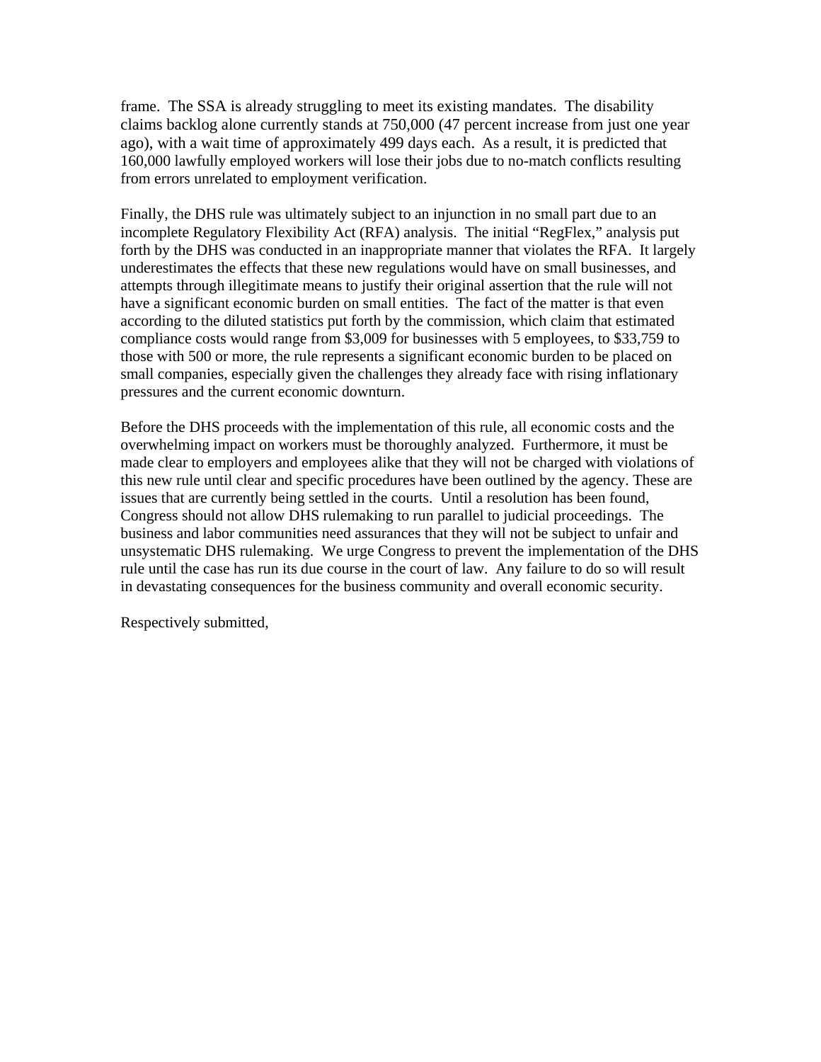frame. The SSA is already struggling to meet its existing mandates. The disability claims backlog alone currently stands at 750,000 (47 percent increase from just one year ago), with a wait time of approximately 499 days each. As a result, it is predicted that 160,000 lawfully employed workers will lose their jobs due to no-match conflicts resulting from errors unrelated to employment verification.

Finally, the DHS rule was ultimately subject to an injunction in no small part due to an incomplete Regulatory Flexibility Act (RFA) analysis. The initial "RegFlex," analysis put forth by the DHS was conducted in an inappropriate manner that violates the RFA. It largely underestimates the effects that these new regulations would have on small businesses, and attempts through illegitimate means to justify their original assertion that the rule will not have a significant economic burden on small entities. The fact of the matter is that even according to the diluted statistics put forth by the commission, which claim that estimated compliance costs would range from $3,009 for businesses with 5 employees, to $33,759 to those with 500 or more, the rule represents a significant economic burden to be placed on small companies, especially given the challenges they already face with rising inflationary pressures and the current economic downturn.

Before the DHS proceeds with the implementation of this rule, all economic costs and the overwhelming impact on workers must be thoroughly analyzed. Furthermore, it must be made clear to employers and employees alike that they will not be charged with violations of this new rule until clear and specific procedures have been outlined by the agency. These are issues that are currently being settled in the courts. Until a resolution has been found, Congress should not allow DHS rulemaking to run parallel to judicial proceedings. The business and labor communities need assurances that they will not be subject to unfair and unsystematic DHS rulemaking. We urge Congress to prevent the implementation of the DHS rule until the case has run its due course in the court of law. Any failure to do so will result in devastating consequences for the business community and overall economic security.

Respectively submitted,